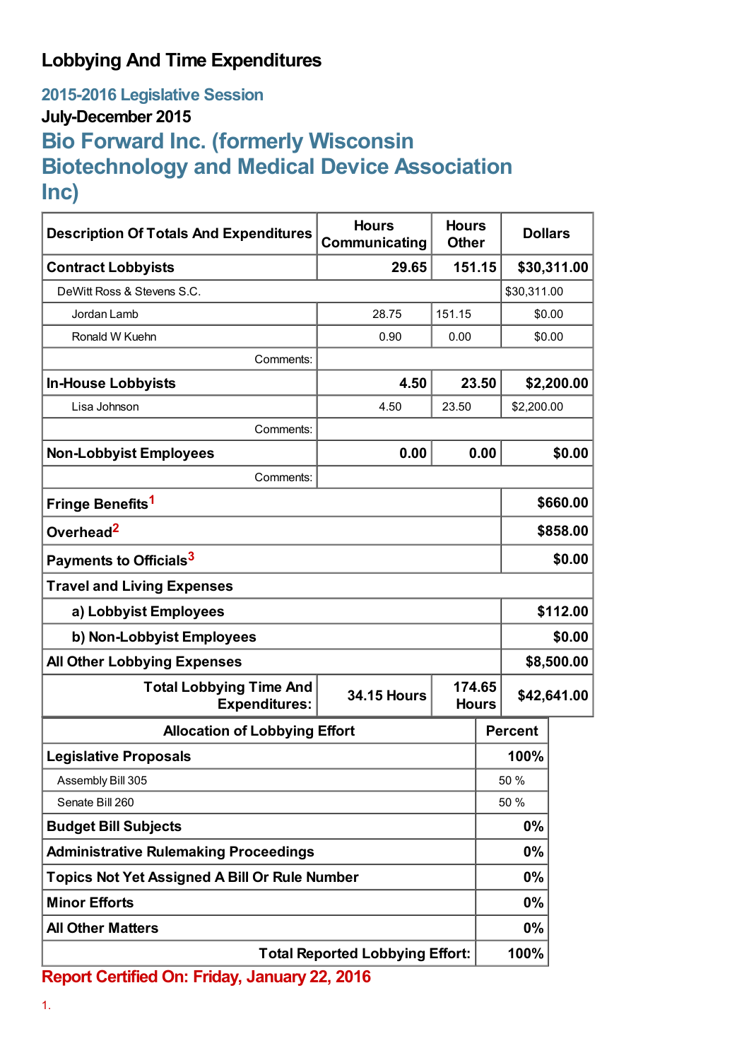# Lobbying And Time Expenditures

## 2015-2016 Legislative Session

### July-December 2015

## Bio Forward Inc. (formerly Wisconsin Biotechnology and Medical Device Association Inc)

| Description Of Totals And Expenditures | Hours Communicating | Hours Other | Dollars |
|---|---|---|---|
| **Contract Lobbyists** | **29.65** | **151.15** | **$30,311.00** |
| DeWitt Ross & Stevens S.C. | | | $30,311.00 |
| Jordan Lamb | 28.75 | 151.15 | $0.00 |
| Ronald W Kuehn | 0.90 | 0.00 | $0.00 |
| Comments: | | | |
| **In-House Lobbyists** | **4.50** | **23.50** | **$2,200.00** |
| Lisa Johnson | 4.50 | 23.50 | $2,200.00 |
| Comments: | | | |
| **Non-Lobbyist Employees** | **0.00** | **0.00** | **$0.00** |
| Comments: | | | |
| **Fringe Benefits**[1] | | | **$660.00** |
| **Overhead**[2] | | | **$858.00** |
| **Payments to Officials**[3] | | | **$0.00** |
| **Travel and Living Expenses** | | | |
| **a) Lobbyist Employees** | | | **$112.00** |
| **b) Non-Lobbyist Employees** | | | **$0.00** |
| **All Other Lobbying Expenses** | | | **$8,500.00** |
| **Total Lobbying Time And Expenditures:** | **34.15 Hours** | **174.65 Hours** | **$42,641.00** |

| Allocation of Lobbying Effort | Percent |
|---|---|
| **Legislative Proposals** | **100%** |
| Assembly Bill 305 | 50 % |
| Senate Bill 260 | 50 % |
| **Budget Bill Subjects** | **0%** |
| **Administrative Rulemaking Proceedings** | **0%** |
| **Topics Not Yet Assigned A Bill Or Rule Number** | **0%** |
| **Minor Efforts** | **0%** |
| **All Other Matters** | **0%** |
| **Total Reported Lobbying Effort:** | **100%** |

**Report Certified On: Friday, January 22, 2016**

1.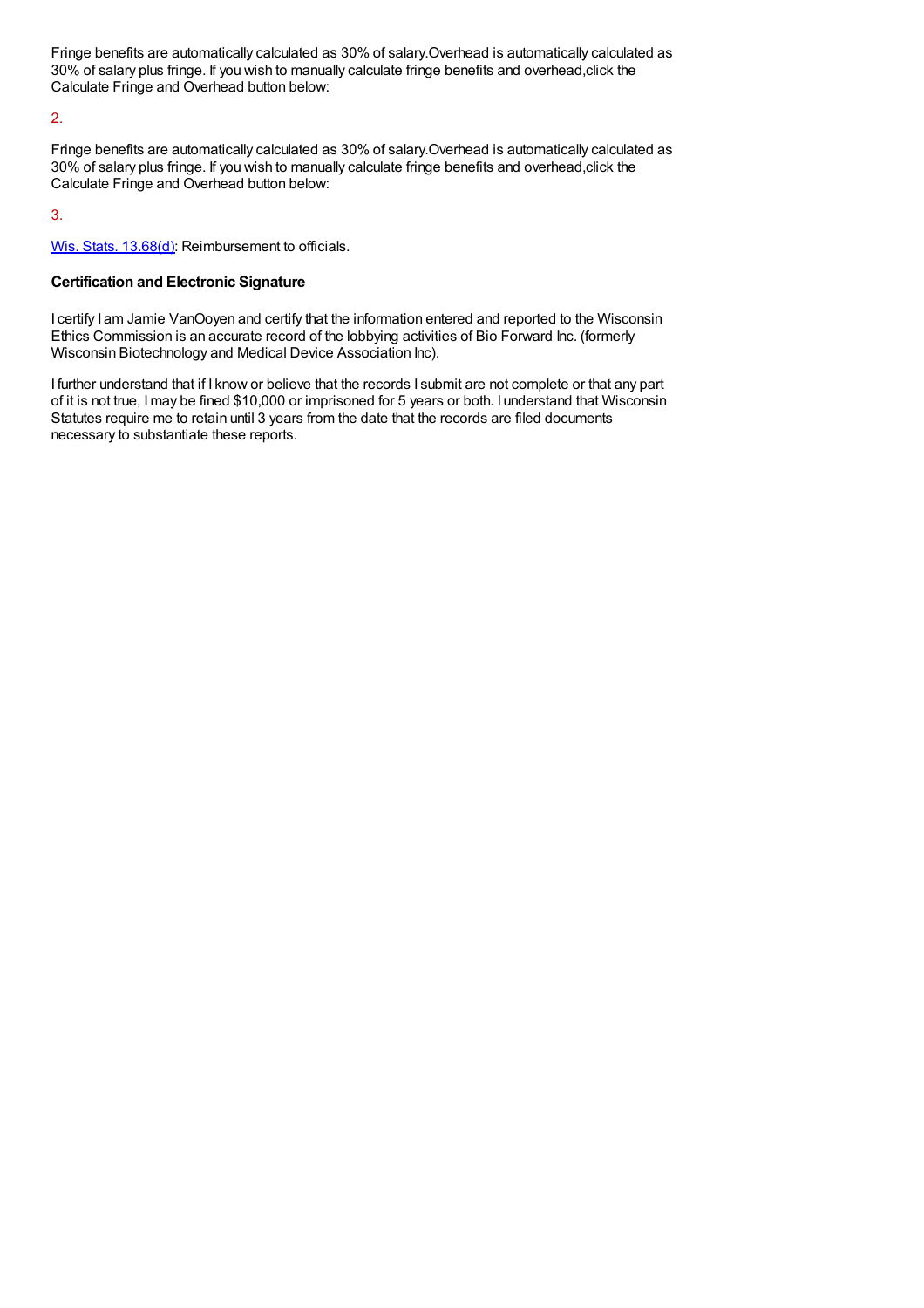Fringe benefits are automatically calculated as 30% of salary.Overhead is automatically calculated as 30% of salary plus fringe. If you wish to manually calculate fringe benefits and overhead,click the Calculate Fringe and Overhead button below:

2.

Fringe benefits are automatically calculated as 30% of salary.Overhead is automatically calculated as 30% of salary plus fringe. If you wish to manually calculate fringe benefits and overhead,click the Calculate Fringe and Overhead button below:

3.

Wis. Stats. 13.68(d): Reimbursement to officials.

**Certification and Electronic Signature**

I certify I am Jamie VanOoyen and certify that the information entered and reported to the Wisconsin Ethics Commission is an accurate record of the lobbying activities of Bio Forward Inc. (formerly Wisconsin Biotechnology and Medical Device Association Inc).

I further understand that if I know or believe that the records I submit are not complete or that any part of it is not true, I may be fined $10,000 or imprisoned for 5 years or both. I understand that Wisconsin Statutes require me to retain until 3 years from the date that the records are filed documents necessary to substantiate these reports.